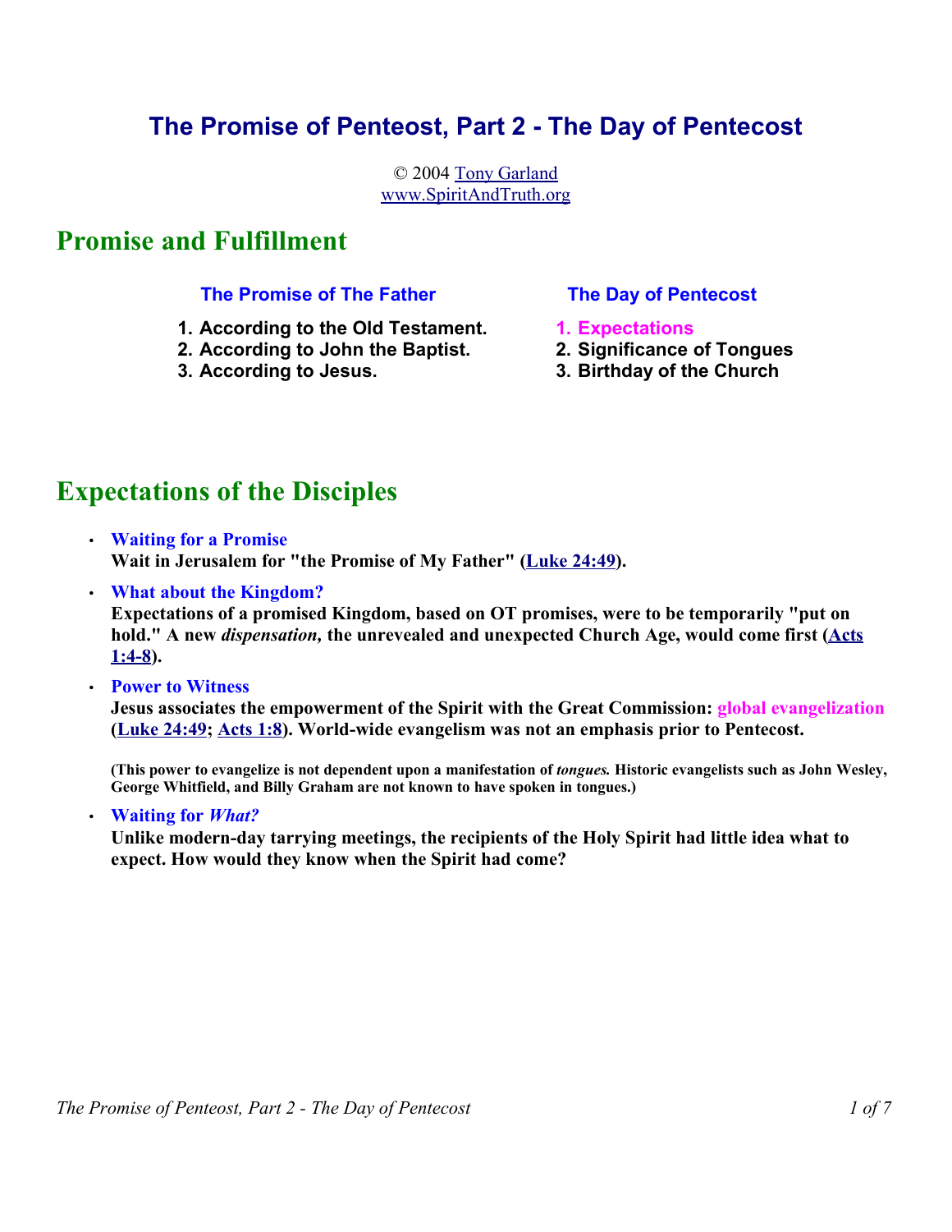# The Promise of Penteost, Part 2 - The Day of Pentecost

© 2004 Tony Garland
www.SpiritAndTruth.org

## Promise and Fulfillment

**The Promise of The Father**

1. **According to the Old Testament.**
2. **According to John the Baptist.**
3. **According to Jesus.**

**The Day of Pentecost**

1. **Expectations**
2. **Significance of Tongues**
3. **Birthday of the Church**

## Expectations of the Disciples

- **Waiting for a Promise**
  **Wait in Jerusalem for "the Promise of My Father" (Luke 24:49).**
- **What about the Kingdom?**
  **Expectations of a promised Kingdom, based on OT promises, were to be temporarily "put on hold." A new *dispensation,* the unrevealed and unexpected Church Age, would come first (Acts 1:4-8).**
- **Power to Witness**
  **Jesus associates the empowerment of the Spirit with the Great Commission: global evangelization (Luke 24:49; Acts 1:8). World-wide evangelism was not an emphasis prior to Pentecost.**

  **(This power to evangelize is not dependent upon a manifestation of *tongues.* Historic evangelists such as John Wesley, George Whitfield, and Billy Graham are not known to have spoken in tongues.)**
- **Waiting for *What?***
  **Unlike modern-day tarrying meetings, the recipients of the Holy Spirit had little idea what to expect. How would they know when the Spirit had come?**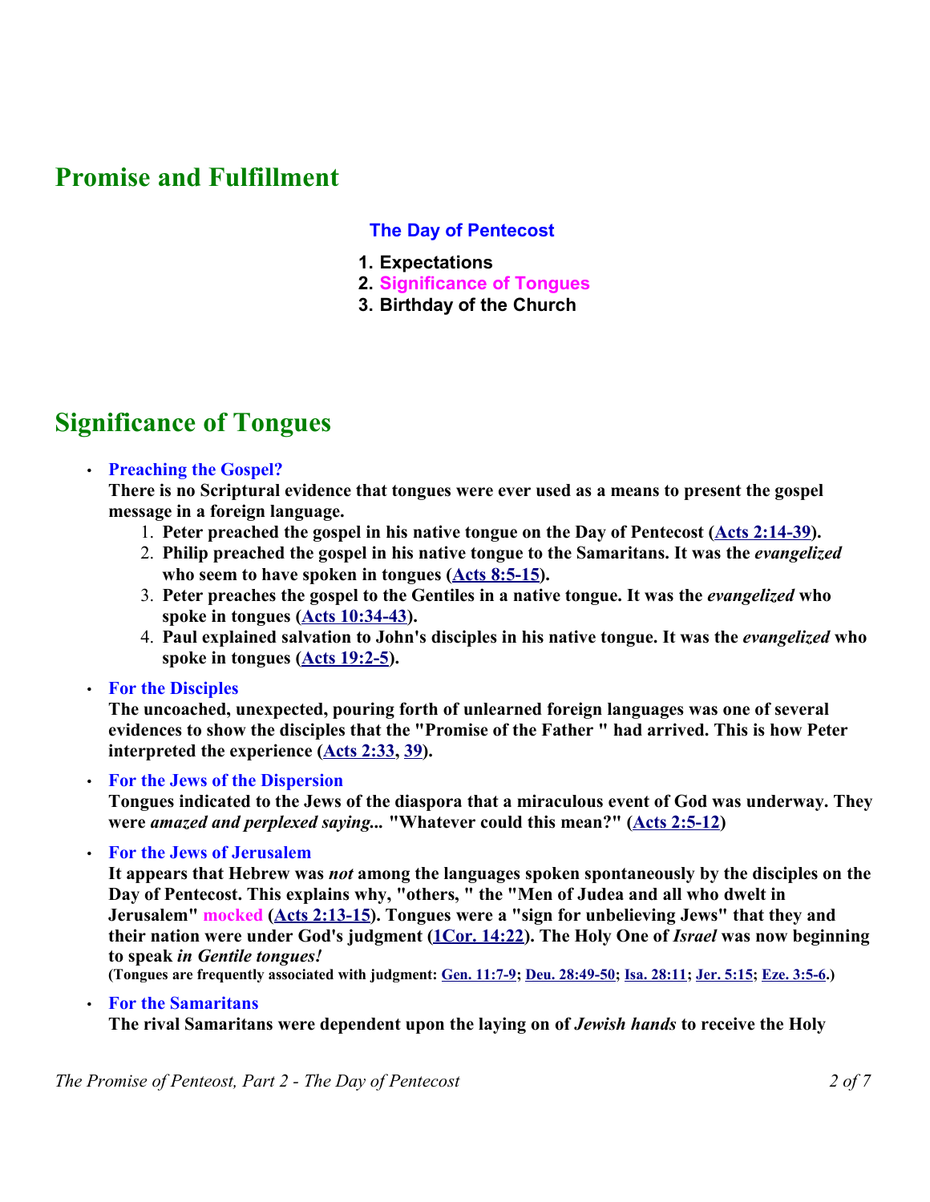## Promise and Fulfillment

### The Day of Pentecost

1. **Expectations**
2. **Significance of Tongues**
3. **Birthday of the Church**

## Significance of Tongues

- **Preaching the Gospel?**
  **There is no Scriptural evidence that tongues were ever used as a means to present the gospel message in a foreign language.**
  1. **Peter preached the gospel in his native tongue on the Day of Pentecost (Acts 2:14-39).**
  2. **Philip preached the gospel in his native tongue to the Samaritans. It was the *evangelized* who seem to have spoken in tongues (Acts 8:5-15).**
  3. **Peter preaches the gospel to the Gentiles in a native tongue. It was the *evangelized* who spoke in tongues (Acts 10:34-43).**
  4. **Paul explained salvation to John's disciples in his native tongue. It was the *evangelized* who spoke in tongues (Acts 19:2-5).**

- **For the Disciples**
  **The uncoached, unexpected, pouring forth of unlearned foreign languages was one of several evidences to show the disciples that the "Promise of the Father " had arrived. This is how Peter interpreted the experience (Acts 2:33, 39).**

- **For the Jews of the Dispersion**
  **Tongues indicated to the Jews of the diaspora that a miraculous event of God was underway. They were *amazed and perplexed saying...* "Whatever could this mean?" (Acts 2:5-12)**

- **For the Jews of Jerusalem**
  **It appears that Hebrew was *not* among the languages spoken spontaneously by the disciples on the Day of Pentecost. This explains why, "others, " the "Men of Judea and all who dwelt in Jerusalem" mocked (Acts 2:13-15). Tongues were a "sign for unbelieving Jews" that they and their nation were under God's judgment (1Cor. 14:22). The Holy One of *Israel* was now beginning to speak *in Gentile tongues!***
  **(Tongues are frequently associated with judgment: Gen. 11:7-9; Deu. 28:49-50; Isa. 28:11; Jer. 5:15; Eze. 3:5-6.)**

- **For the Samaritans**
  **The rival Samaritans were dependent upon the laying on of *Jewish hands* to receive the Holy**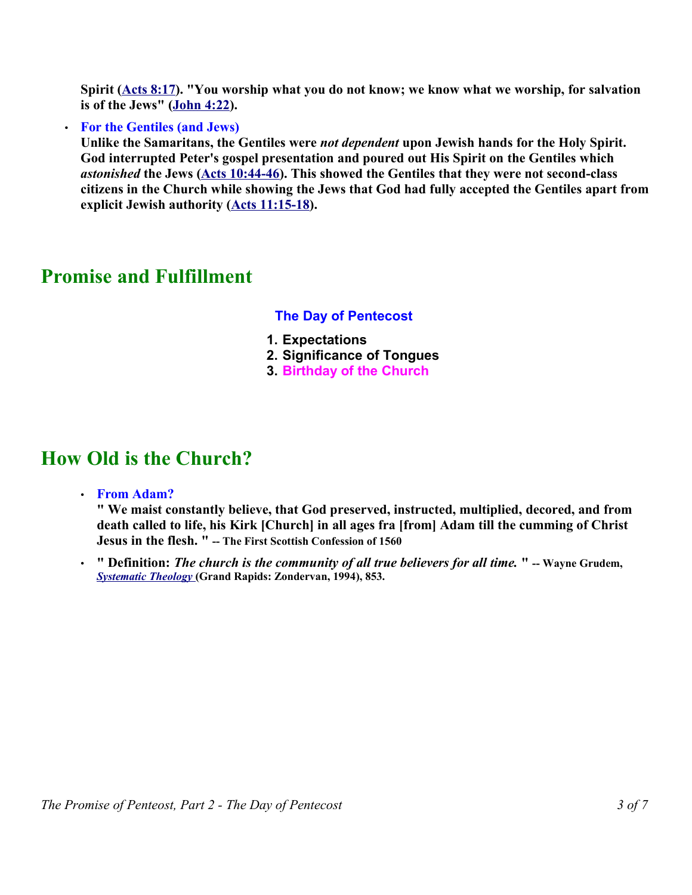**Spirit (Acts 8:17). "You worship what you do not know; we know what we worship, for salvation is of the Jews" (John 4:22).**

- **For the Gentiles (and Jews)**
  **Unlike the Samaritans, the Gentiles were *not dependent* upon Jewish hands for the Holy Spirit. God interrupted Peter's gospel presentation and poured out His Spirit on the Gentiles which *astonished* the Jews (Acts 10:44-46). This showed the Gentiles that they were not second-class citizens in the Church while showing the Jews that God had fully accepted the Gentiles apart from explicit Jewish authority (Acts 11:15-18).**

## Promise and Fulfillment

### The Day of Pentecost

1. **Expectations**
2. **Significance of Tongues**
3. **Birthday of the Church**

## How Old is the Church?

- **From Adam?**
  **" We maist constantly believe, that God preserved, instructed, multiplied, decored, and from death called to life, his Kirk [Church] in all ages fra [from] Adam till the cumming of Christ Jesus in the flesh. " -- The First Scottish Confession of 1560**

- **" Definition: *The church is the community of all true believers for all time.* " -- Wayne Grudem, *Systematic Theology* (Grand Rapids: Zondervan, 1994), 853.**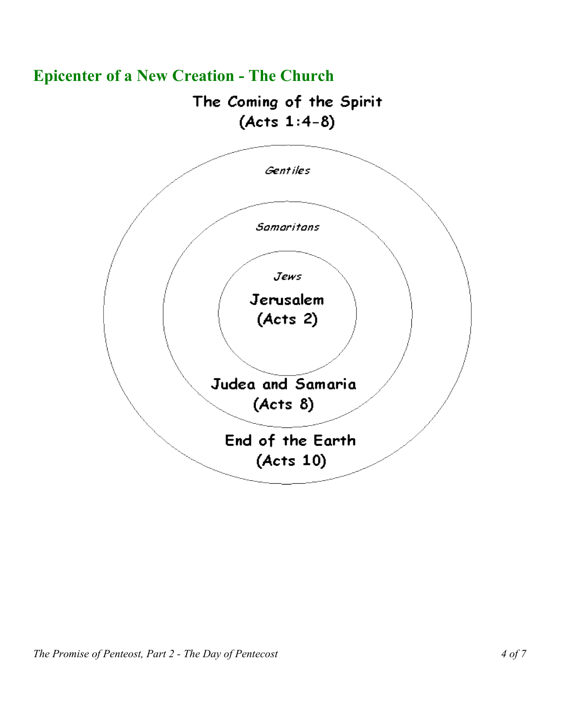## Epicenter of a New Creation - The Church

The Coming of the Spirit
(Acts 1:4-8)

*Gentiles*

*Samaritans*

*Jews*

Jerusalem
(Acts 2)

Judea and Samaria
(Acts 8)

End of the Earth
(Acts 10)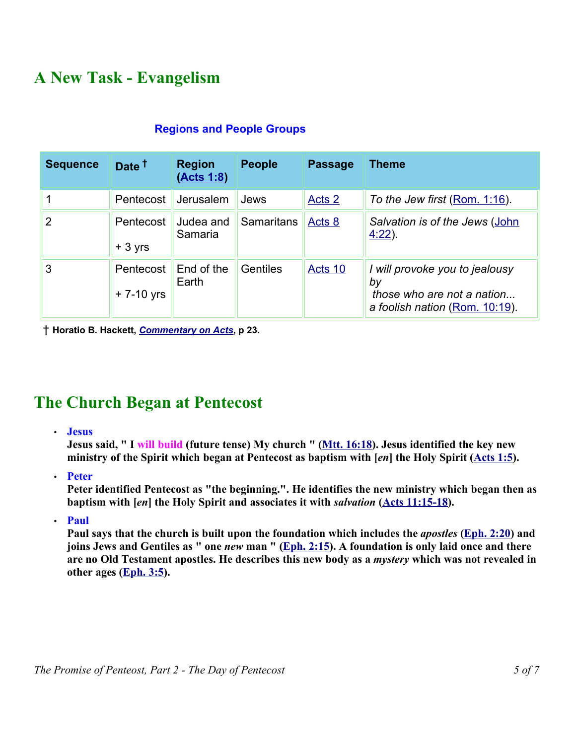## A New Task - Evangelism

**Regions and People Groups**

| Sequence | Date † | Region (Acts 1:8) | People | Passage | Theme |
|---|---|---|---|---|---|
| 1 | Pentecost | Jerusalem | Jews | Acts 2 | *To the Jew first* (Rom. 1:16). |
| 2 | Pentecost + 3 yrs | Judea and Samaria | Samaritans | Acts 8 | *Salvation is of the Jews* (John 4:22). |
| 3 | Pentecost + 7-10 yrs | End of the Earth | Gentiles | Acts 10 | *I will provoke you to jealousy by those who are not a nation... a foolish nation* (Rom. 10:19). |

**† Horatio B. Hackett, *Commentary on Acts*, p 23.**

## The Church Began at Pentecost

- **Jesus**
  **Jesus said, " I will build (future tense) My church " (Mtt. 16:18). Jesus identified the key new ministry of the Spirit which began at Pentecost as baptism with [*en*] the Holy Spirit (Acts 1:5).**
- **Peter**
  **Peter identified Pentecost as "the beginning.". He identifies the new ministry which began then as baptism with [*en*] the Holy Spirit and associates it with *salvation* (Acts 11:15-18).**
- **Paul**
  **Paul says that the church is built upon the foundation which includes the *apostles* (Eph. 2:20) and joins Jews and Gentiles as " one *new* man " (Eph. 2:15). A foundation is only laid once and there are no Old Testament apostles. He describes this new body as a *mystery* which was not revealed in other ages (Eph. 3:5).**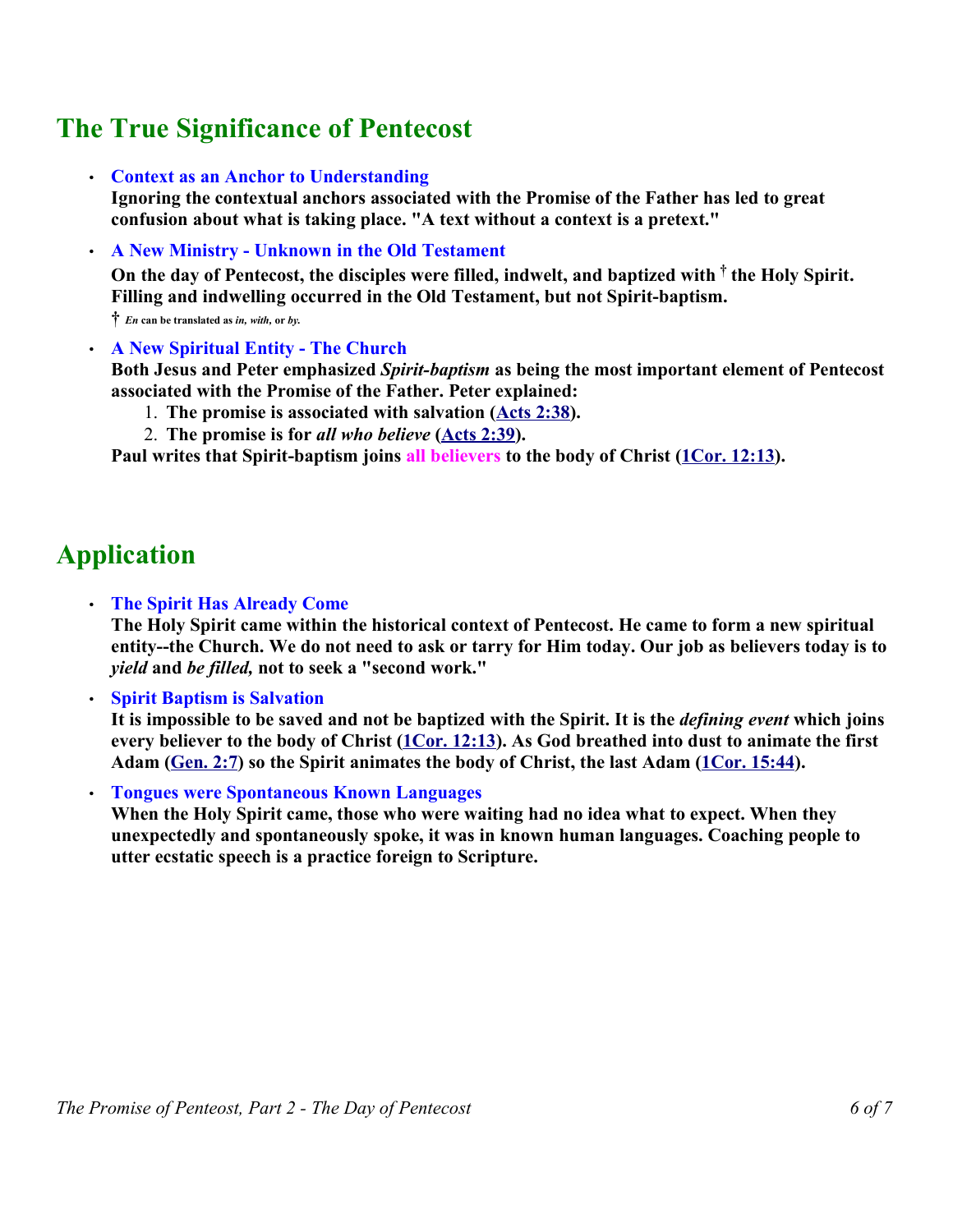## The True Significance of Pentecost

- **Context as an Anchor to Understanding**
  **Ignoring the contextual anchors associated with the Promise of the Father has led to great confusion about what is taking place. "A text without a context is a pretext."**
- **A New Ministry - Unknown in the Old Testament**
  **On the day of Pentecost, the disciples were filled, indwelt, and baptized with † the Holy Spirit. Filling and indwelling occurred in the Old Testament, but not Spirit-baptism.**
  † *En* can be translated as *in, with,* or *by.*
- **A New Spiritual Entity - The Church**
  **Both Jesus and Peter emphasized *Spirit-baptism* as being the most important element of Pentecost associated with the Promise of the Father. Peter explained:**
  1. **The promise is associated with salvation (Acts 2:38).**
  2. **The promise is for *all who believe* (Acts 2:39).**

  **Paul writes that Spirit-baptism joins all believers to the body of Christ (1Cor. 12:13).**

## Application

- **The Spirit Has Already Come**
  **The Holy Spirit came within the historical context of Pentecost. He came to form a new spiritual entity--the Church. We do not need to ask or tarry for Him today. Our job as believers today is to *yield* and *be filled,* not to seek a "second work."**
- **Spirit Baptism is Salvation**
  **It is impossible to be saved and not be baptized with the Spirit. It is the *defining event* which joins every believer to the body of Christ (1Cor. 12:13). As God breathed into dust to animate the first Adam (Gen. 2:7) so the Spirit animates the body of Christ, the last Adam (1Cor. 15:44).**
- **Tongues were Spontaneous Known Languages**
  **When the Holy Spirit came, those who were waiting had no idea what to expect. When they unexpectedly and spontaneously spoke, it was in known human languages. Coaching people to utter ecstatic speech is a practice foreign to Scripture.**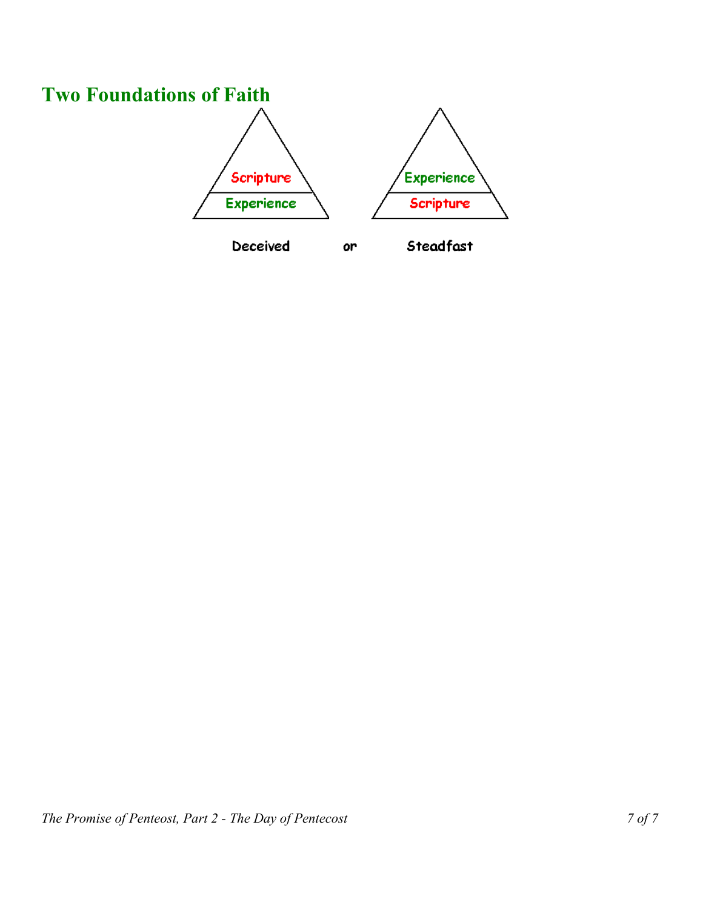## Two Foundations of Faith

Scripture

Experience

Experience

Scripture

Deceived or Steadfast